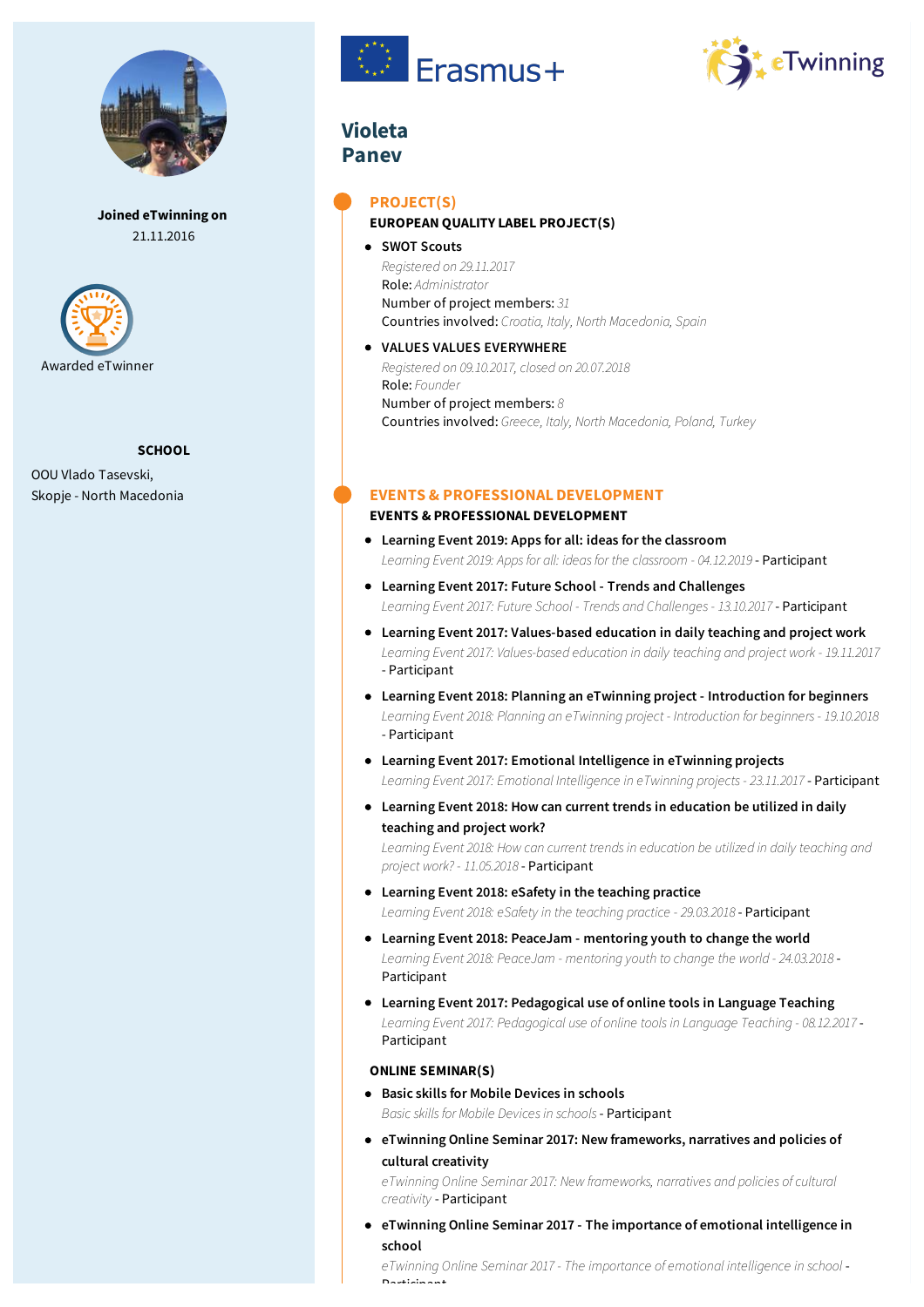Joined eTwinning on
21.11.2016

Awarded eTwinner

**SCHOOL**

OOU Vlado Tasevski,
Skopje - North Macedonia

Erasmus+

eTwinning

# Violeta Panev

## PROJECT(S)

### EUROPEAN QUALITY LABEL PROJECT(S)

- **SWOT Scouts**
  *Registered on 29.11.2017*
  Role: *Administrator*
  Number of project members: *31*
  Countries involved: *Croatia, Italy, North Macedonia, Spain*
- **VALUES VALUES EVERYWHERE**
  *Registered on 09.10.2017, closed on 20.07.2018*
  Role: *Founder*
  Number of project members: *8*
  Countries involved: *Greece, Italy, North Macedonia, Poland, Turkey*

## EVENTS & PROFESSIONAL DEVELOPMENT

### EVENTS & PROFESSIONAL DEVELOPMENT

- **Learning Event 2019: Apps for all: ideas for the classroom**
  *Learning Event 2019: Apps for all: ideas for the classroom - 04.12.2019* - Participant
- **Learning Event 2017: Future School - Trends and Challenges**
  *Learning Event 2017: Future School - Trends and Challenges - 13.10.2017* - Participant
- **Learning Event 2017: Values-based education in daily teaching and project work**
  *Learning Event 2017: Values-based education in daily teaching and project work - 19.11.2017* - Participant
- **Learning Event 2018: Planning an eTwinning project - Introduction for beginners**
  *Learning Event 2018: Planning an eTwinning project - Introduction for beginners - 19.10.2018* - Participant
- **Learning Event 2017: Emotional Intelligence in eTwinning projects**
  *Learning Event 2017: Emotional Intelligence in eTwinning projects - 23.11.2017* - Participant
- **Learning Event 2018: How can current trends in education be utilized in daily teaching and project work?**
  *Learning Event 2018: How can current trends in education be utilized in daily teaching and project work? - 11.05.2018* - Participant
- **Learning Event 2018: eSafety in the teaching practice**
  *Learning Event 2018: eSafety in the teaching practice - 29.03.2018* - Participant
- **Learning Event 2018: PeaceJam - mentoring youth to change the world**
  *Learning Event 2018: PeaceJam - mentoring youth to change the world - 24.03.2018* - Participant
- **Learning Event 2017: Pedagogical use of online tools in Language Teaching**
  *Learning Event 2017: Pedagogical use of online tools in Language Teaching - 08.12.2017* - Participant

### ONLINE SEMINAR(S)

- **Basic skills for Mobile Devices in schools**
  *Basic skills for Mobile Devices in schools* - Participant
- **eTwinning Online Seminar 2017: New frameworks, narratives and policies of cultural creativity**
  *eTwinning Online Seminar 2017: New frameworks, narratives and policies of cultural creativity* - Participant
- **eTwinning Online Seminar 2017 - The importance of emotional intelligence in school**
  *eTwinning Online Seminar 2017 - The importance of emotional intelligence in school* - Participant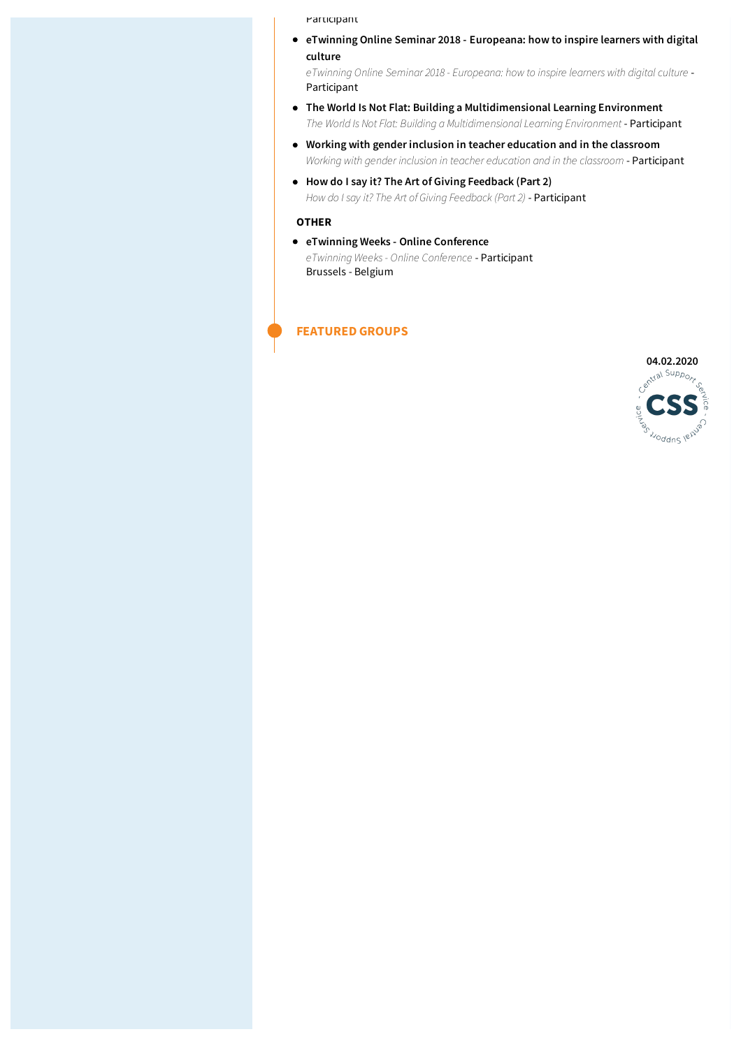Participant

- **eTwinning Online Seminar 2018 - Europeana: how to inspire learners with digital culture**
  *eTwinning Online Seminar 2018 - Europeana: how to inspire learners with digital culture* - Participant
- **The World Is Not Flat: Building a Multidimensional Learning Environment**
  *The World Is Not Flat: Building a Multidimensional Learning Environment* - Participant
- **Working with gender inclusion in teacher education and in the classroom**
  *Working with gender inclusion in teacher education and in the classroom* - Participant
- **How do I say it? The Art of Giving Feedback (Part 2)**
  *How do I say it? The Art of Giving Feedback (Part 2)* - Participant

**OTHER**

- **eTwinning Weeks - Online Conference**
  *eTwinning Weeks - Online Conference* - Participant
  Brussels - Belgium

## FEATURED GROUPS

04.02.2020

CSS - Central Support Service